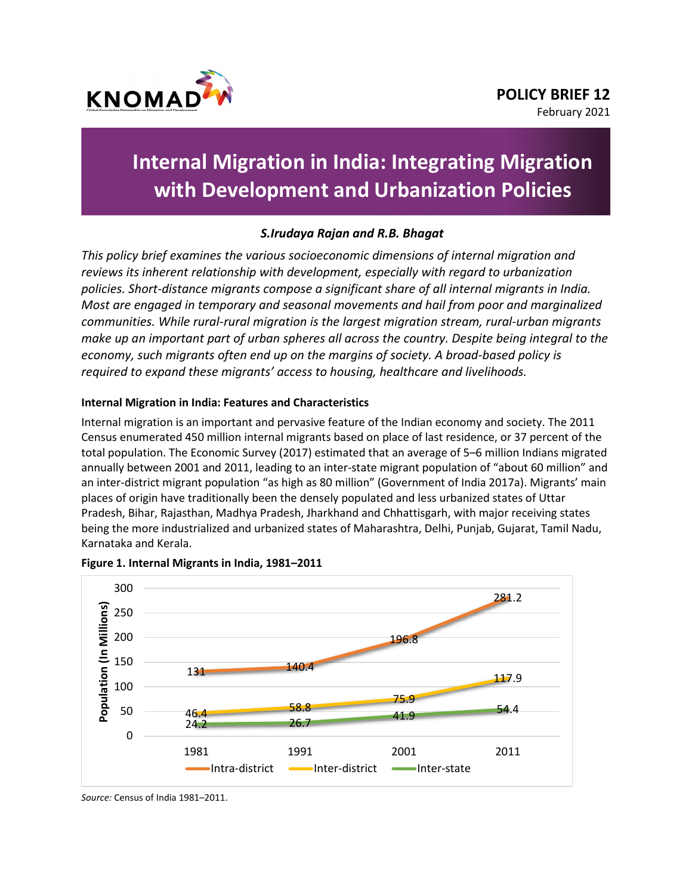POLICY BRIEF 12

February 2021

# Internal Migration in India: Integrating Migration with Development and Urbanization Policies

***S.Irudaya Rajan and R.B. Bhagat***

*This policy brief examines the various socioeconomic dimensions of internal migration and reviews its inherent relationship with development, especially with regard to urbanization policies. Short-distance migrants compose a significant share of all internal migrants in India. Most are engaged in temporary and seasonal movements and hail from poor and marginalized communities. While rural-rural migration is the largest migration stream, rural-urban migrants make up an important part of urban spheres all across the country. Despite being integral to the economy, such migrants often end up on the margins of society. A broad-based policy is required to expand these migrants' access to housing, healthcare and livelihoods.*

### Internal Migration in India: Features and Characteristics

Internal migration is an important and pervasive feature of the Indian economy and society. The 2011 Census enumerated 450 million internal migrants based on place of last residence, or 37 percent of the total population. The Economic Survey (2017) estimated that an average of 5–6 million Indians migrated annually between 2001 and 2011, leading to an inter-state migrant population of "about 60 million" and an inter-district migrant population "as high as 80 million" (Government of India 2017a). Migrants' main places of origin have traditionally been the densely populated and less urbanized states of Uttar Pradesh, Bihar, Rajasthan, Madhya Pradesh, Jharkhand and Chhattisgarh, with major receiving states being the more industrialized and urbanized states of Maharashtra, Delhi, Punjab, Gujarat, Tamil Nadu, Karnataka and Kerala.

**Figure 1. Internal Migrants in India, 1981–2011**

| Year | Intra-district | Inter-district | Inter-state |
|---|---|---|---|
| 1981 | 131 | 46.4 | 24.2 |
| 1991 | 140.4 | 58.8 | 26.7 |
| 2001 | 196.8 | 75.9 | 41.9 |
| 2011 | 281.2 | 117.9 | 54.4 |

Population (In Millions)

*Source:* Census of India 1981–2011.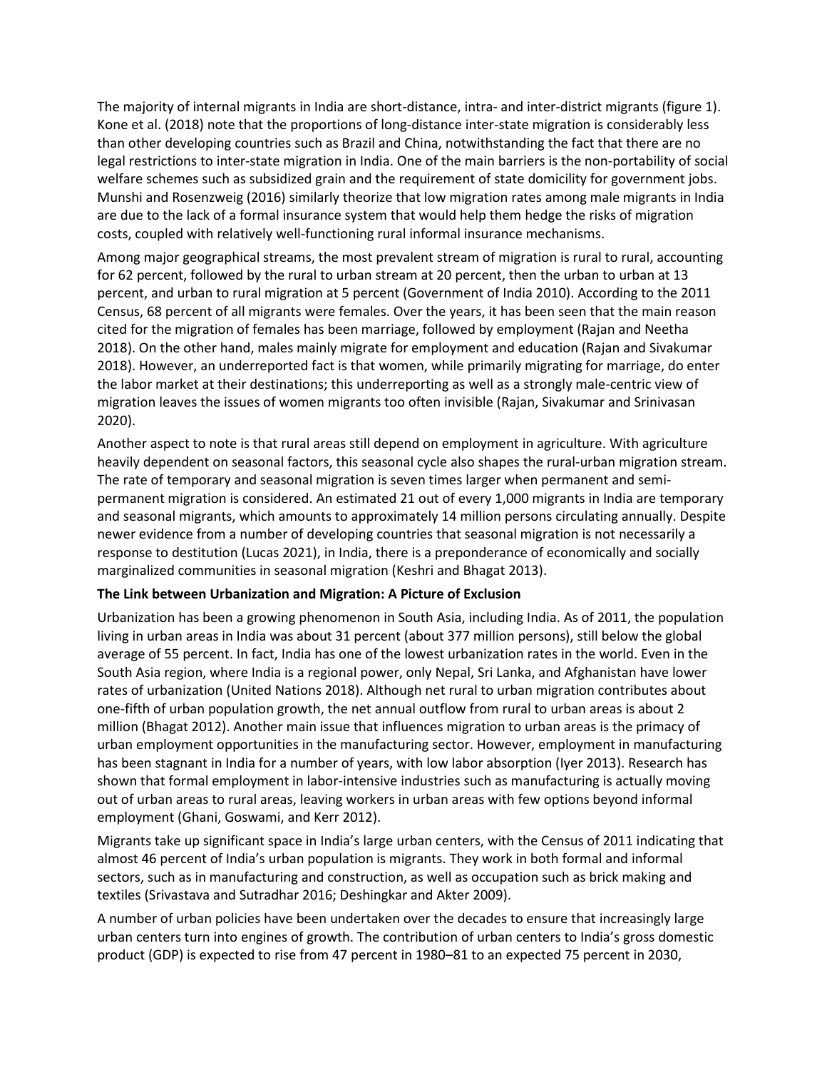The majority of internal migrants in India are short-distance, intra- and inter-district migrants (figure 1). Kone et al. (2018) note that the proportions of long-distance inter-state migration is considerably less than other developing countries such as Brazil and China, notwithstanding the fact that there are no legal restrictions to inter-state migration in India. One of the main barriers is the non-portability of social welfare schemes such as subsidized grain and the requirement of state domicility for government jobs. Munshi and Rosenzweig (2016) similarly theorize that low migration rates among male migrants in India are due to the lack of a formal insurance system that would help them hedge the risks of migration costs, coupled with relatively well-functioning rural informal insurance mechanisms.

Among major geographical streams, the most prevalent stream of migration is rural to rural, accounting for 62 percent, followed by the rural to urban stream at 20 percent, then the urban to urban at 13 percent, and urban to rural migration at 5 percent (Government of India 2010). According to the 2011 Census, 68 percent of all migrants were females. Over the years, it has been seen that the main reason cited for the migration of females has been marriage, followed by employment (Rajan and Neetha 2018). On the other hand, males mainly migrate for employment and education (Rajan and Sivakumar 2018). However, an underreported fact is that women, while primarily migrating for marriage, do enter the labor market at their destinations; this underreporting as well as a strongly male-centric view of migration leaves the issues of women migrants too often invisible (Rajan, Sivakumar and Srinivasan 2020).

Another aspect to note is that rural areas still depend on employment in agriculture. With agriculture heavily dependent on seasonal factors, this seasonal cycle also shapes the rural-urban migration stream. The rate of temporary and seasonal migration is seven times larger when permanent and semi-permanent migration is considered. An estimated 21 out of every 1,000 migrants in India are temporary and seasonal migrants, which amounts to approximately 14 million persons circulating annually. Despite newer evidence from a number of developing countries that seasonal migration is not necessarily a response to destitution (Lucas 2021), in India, there is a preponderance of economically and socially marginalized communities in seasonal migration (Keshri and Bhagat 2013).

**The Link between Urbanization and Migration: A Picture of Exclusion**

Urbanization has been a growing phenomenon in South Asia, including India. As of 2011, the population living in urban areas in India was about 31 percent (about 377 million persons), still below the global average of 55 percent. In fact, India has one of the lowest urbanization rates in the world. Even in the South Asia region, where India is a regional power, only Nepal, Sri Lanka, and Afghanistan have lower rates of urbanization (United Nations 2018). Although net rural to urban migration contributes about one-fifth of urban population growth, the net annual outflow from rural to urban areas is about 2 million (Bhagat 2012). Another main issue that influences migration to urban areas is the primacy of urban employment opportunities in the manufacturing sector. However, employment in manufacturing has been stagnant in India for a number of years, with low labor absorption (Iyer 2013). Research has shown that formal employment in labor-intensive industries such as manufacturing is actually moving out of urban areas to rural areas, leaving workers in urban areas with few options beyond informal employment (Ghani, Goswami, and Kerr 2012).

Migrants take up significant space in India's large urban centers, with the Census of 2011 indicating that almost 46 percent of India's urban population is migrants. They work in both formal and informal sectors, such as in manufacturing and construction, as well as occupation such as brick making and textiles (Srivastava and Sutradhar 2016; Deshingkar and Akter 2009).

A number of urban policies have been undertaken over the decades to ensure that increasingly large urban centers turn into engines of growth. The contribution of urban centers to India's gross domestic product (GDP) is expected to rise from 47 percent in 1980–81 to an expected 75 percent in 2030,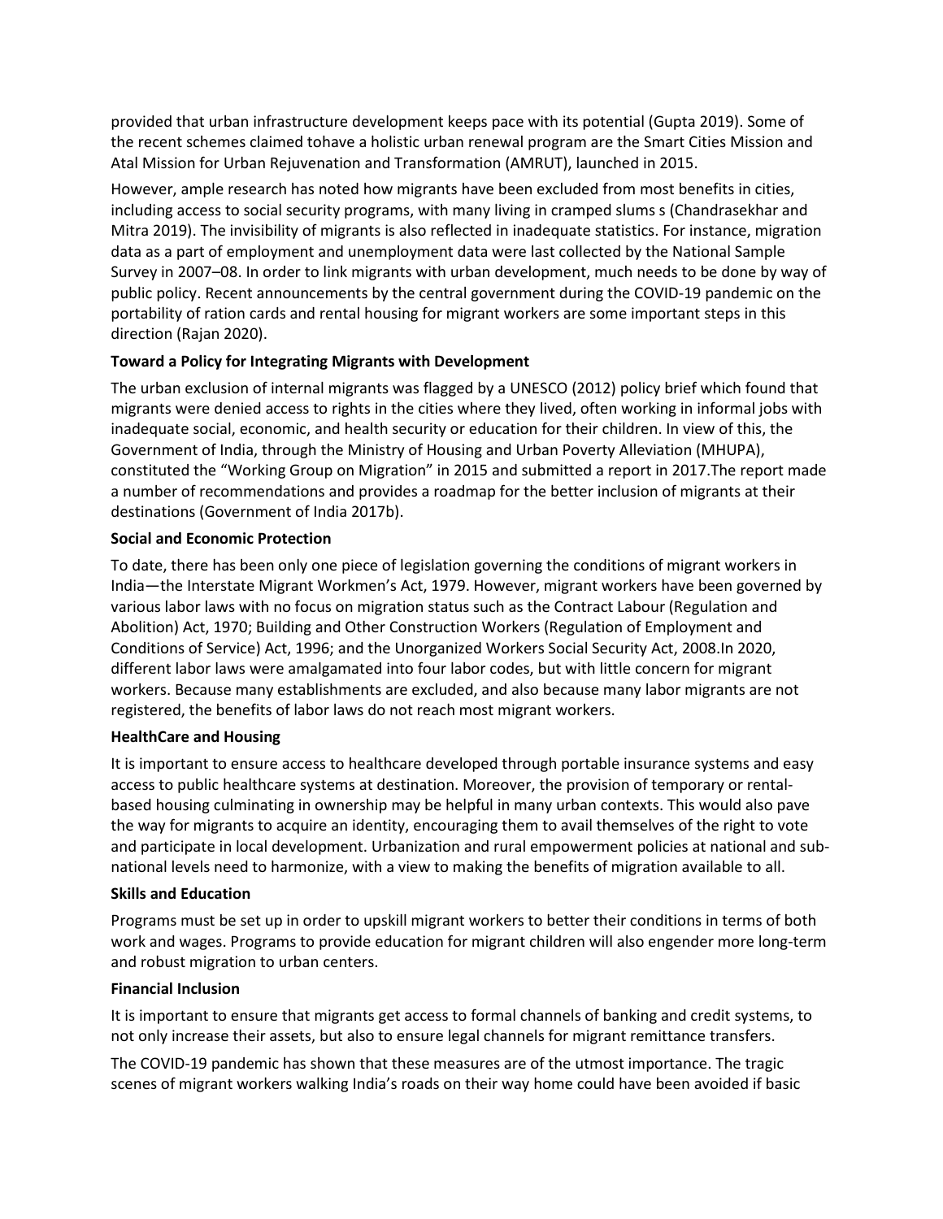provided that urban infrastructure development keeps pace with its potential (Gupta 2019). Some of the recent schemes claimed tohave a holistic urban renewal program are the Smart Cities Mission and Atal Mission for Urban Rejuvenation and Transformation (AMRUT), launched in 2015.

However, ample research has noted how migrants have been excluded from most benefits in cities, including access to social security programs, with many living in cramped slums s (Chandrasekhar and Mitra 2019). The invisibility of migrants is also reflected in inadequate statistics. For instance, migration data as a part of employment and unemployment data were last collected by the National Sample Survey in 2007–08. In order to link migrants with urban development, much needs to be done by way of public policy. Recent announcements by the central government during the COVID-19 pandemic on the portability of ration cards and rental housing for migrant workers are some important steps in this direction (Rajan 2020).

**Toward a Policy for Integrating Migrants with Development**

The urban exclusion of internal migrants was flagged by a UNESCO (2012) policy brief which found that migrants were denied access to rights in the cities where they lived, often working in informal jobs with inadequate social, economic, and health security or education for their children. In view of this, the Government of India, through the Ministry of Housing and Urban Poverty Alleviation (MHUPA), constituted the "Working Group on Migration" in 2015 and submitted a report in 2017.The report made a number of recommendations and provides a roadmap for the better inclusion of migrants at their destinations (Government of India 2017b).

**Social and Economic Protection**

To date, there has been only one piece of legislation governing the conditions of migrant workers in India—the Interstate Migrant Workmen's Act, 1979. However, migrant workers have been governed by various labor laws with no focus on migration status such as the Contract Labour (Regulation and Abolition) Act, 1970; Building and Other Construction Workers (Regulation of Employment and Conditions of Service) Act, 1996; and the Unorganized Workers Social Security Act, 2008.In 2020, different labor laws were amalgamated into four labor codes, but with little concern for migrant workers. Because many establishments are excluded, and also because many labor migrants are not registered, the benefits of labor laws do not reach most migrant workers.

**HealthCare and Housing**

It is important to ensure access to healthcare developed through portable insurance systems and easy access to public healthcare systems at destination. Moreover, the provision of temporary or rental-based housing culminating in ownership may be helpful in many urban contexts. This would also pave the way for migrants to acquire an identity, encouraging them to avail themselves of the right to vote and participate in local development. Urbanization and rural empowerment policies at national and sub-national levels need to harmonize, with a view to making the benefits of migration available to all.

**Skills and Education**

Programs must be set up in order to upskill migrant workers to better their conditions in terms of both work and wages. Programs to provide education for migrant children will also engender more long-term and robust migration to urban centers.

**Financial Inclusion**

It is important to ensure that migrants get access to formal channels of banking and credit systems, to not only increase their assets, but also to ensure legal channels for migrant remittance transfers.

The COVID-19 pandemic has shown that these measures are of the utmost importance. The tragic scenes of migrant workers walking India's roads on their way home could have been avoided if basic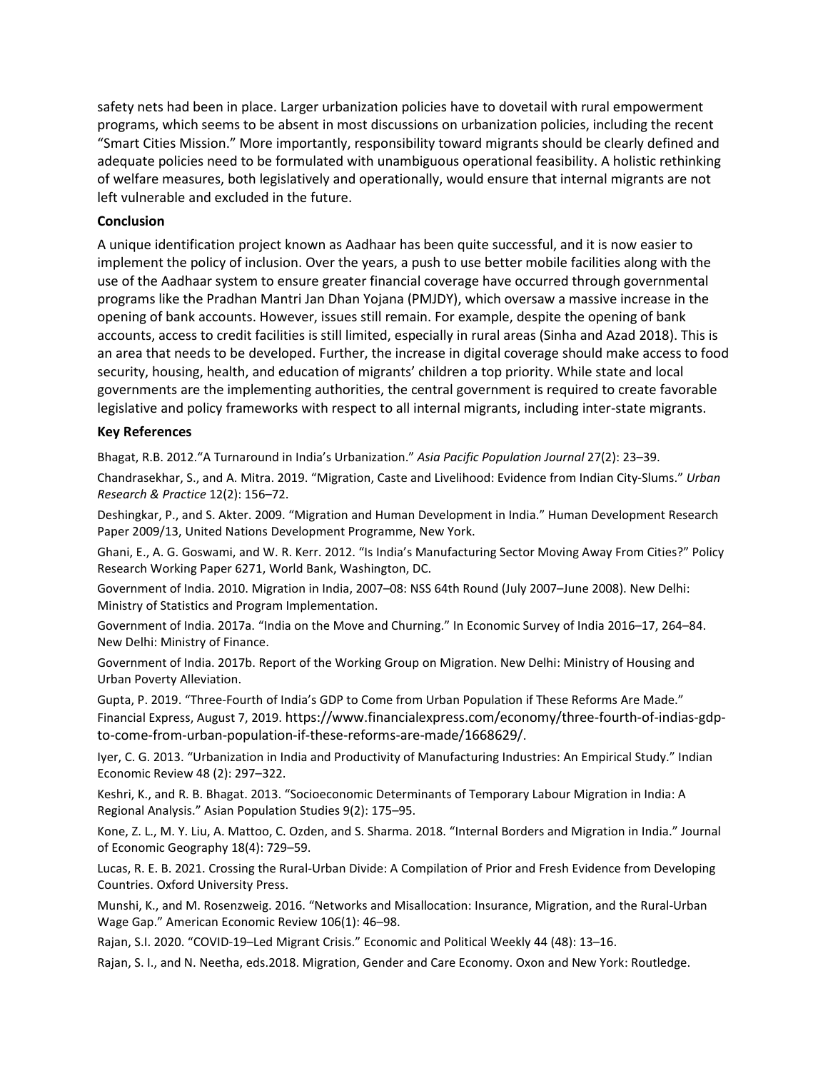safety nets had been in place. Larger urbanization policies have to dovetail with rural empowerment programs, which seems to be absent in most discussions on urbanization policies, including the recent "Smart Cities Mission." More importantly, responsibility toward migrants should be clearly defined and adequate policies need to be formulated with unambiguous operational feasibility. A holistic rethinking of welfare measures, both legislatively and operationally, would ensure that internal migrants are not left vulnerable and excluded in the future.

**Conclusion**

A unique identification project known as Aadhaar has been quite successful, and it is now easier to implement the policy of inclusion. Over the years, a push to use better mobile facilities along with the use of the Aadhaar system to ensure greater financial coverage have occurred through governmental programs like the Pradhan Mantri Jan Dhan Yojana (PMJDY), which oversaw a massive increase in the opening of bank accounts. However, issues still remain. For example, despite the opening of bank accounts, access to credit facilities is still limited, especially in rural areas (Sinha and Azad 2018). This is an area that needs to be developed. Further, the increase in digital coverage should make access to food security, housing, health, and education of migrants' children a top priority. While state and local governments are the implementing authorities, the central government is required to create favorable legislative and policy frameworks with respect to all internal migrants, including inter-state migrants.

**Key References**

Bhagat, R.B. 2012."A Turnaround in India's Urbanization." *Asia Pacific Population Journal* 27(2): 23–39.

Chandrasekhar, S., and A. Mitra. 2019. "Migration, Caste and Livelihood: Evidence from Indian City-Slums." *Urban Research & Practice* 12(2): 156–72.

Deshingkar, P., and S. Akter. 2009. "Migration and Human Development in India." Human Development Research Paper 2009/13, United Nations Development Programme, New York.

Ghani, E., A. G. Goswami, and W. R. Kerr. 2012. "Is India's Manufacturing Sector Moving Away From Cities?" Policy Research Working Paper 6271, World Bank, Washington, DC.

Government of India. 2010. Migration in India, 2007–08: NSS 64th Round (July 2007–June 2008). New Delhi: Ministry of Statistics and Program Implementation.

Government of India. 2017a. "India on the Move and Churning." In Economic Survey of India 2016–17, 264–84. New Delhi: Ministry of Finance.

Government of India. 2017b. Report of the Working Group on Migration. New Delhi: Ministry of Housing and Urban Poverty Alleviation.

Gupta, P. 2019. "Three-Fourth of India's GDP to Come from Urban Population if These Reforms Are Made." Financial Express, August 7, 2019. https://www.financialexpress.com/economy/three-fourth-of-indias-gdp-to-come-from-urban-population-if-these-reforms-are-made/1668629/.

Iyer, C. G. 2013. "Urbanization in India and Productivity of Manufacturing Industries: An Empirical Study." Indian Economic Review 48 (2): 297–322.

Keshri, K., and R. B. Bhagat. 2013. "Socioeconomic Determinants of Temporary Labour Migration in India: A Regional Analysis." Asian Population Studies 9(2): 175–95.

Kone, Z. L., M. Y. Liu, A. Mattoo, C. Ozden, and S. Sharma. 2018. "Internal Borders and Migration in India." Journal of Economic Geography 18(4): 729–59.

Lucas, R. E. B. 2021. Crossing the Rural-Urban Divide: A Compilation of Prior and Fresh Evidence from Developing Countries. Oxford University Press.

Munshi, K., and M. Rosenzweig. 2016. "Networks and Misallocation: Insurance, Migration, and the Rural-Urban Wage Gap." American Economic Review 106(1): 46–98.

Rajan, S.I. 2020. "COVID-19–Led Migrant Crisis." Economic and Political Weekly 44 (48): 13–16.

Rajan, S. I., and N. Neetha, eds.2018. Migration, Gender and Care Economy. Oxon and New York: Routledge.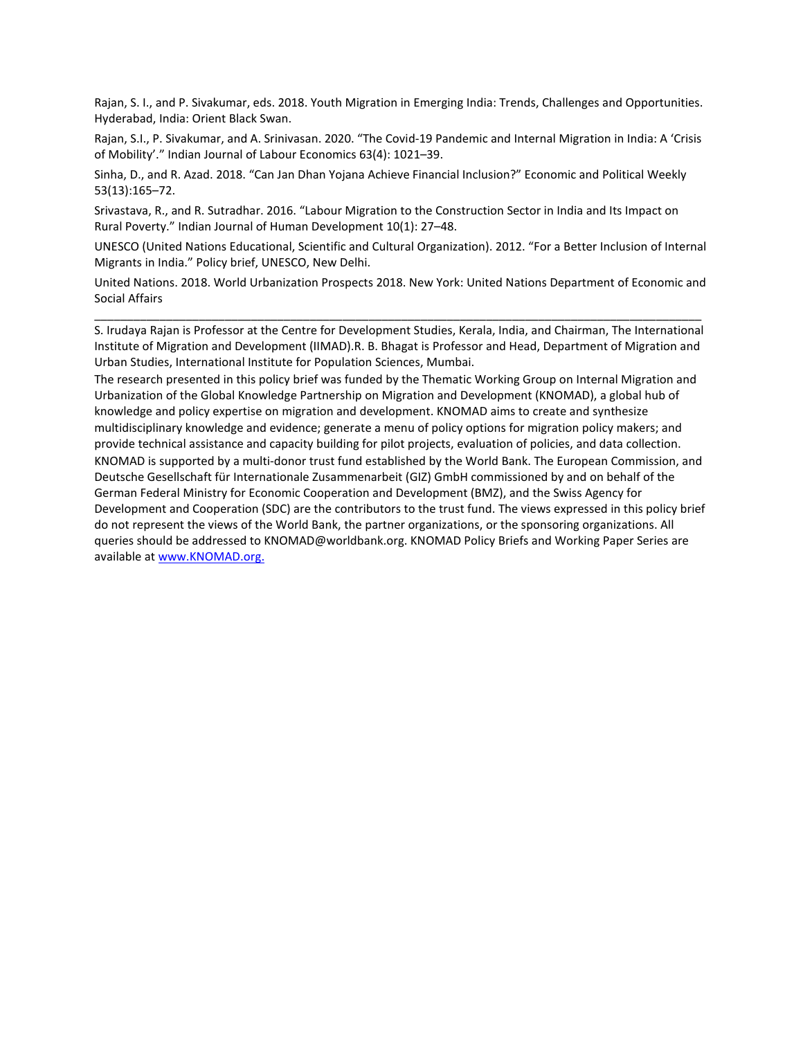Rajan, S. I., and P. Sivakumar, eds. 2018. Youth Migration in Emerging India: Trends, Challenges and Opportunities. Hyderabad, India: Orient Black Swan.

Rajan, S.I., P. Sivakumar, and A. Srinivasan. 2020. "The Covid-19 Pandemic and Internal Migration in India: A 'Crisis of Mobility'." Indian Journal of Labour Economics 63(4): 1021–39.

Sinha, D., and R. Azad. 2018. "Can Jan Dhan Yojana Achieve Financial Inclusion?" Economic and Political Weekly 53(13):165–72.

Srivastava, R., and R. Sutradhar. 2016. "Labour Migration to the Construction Sector in India and Its Impact on Rural Poverty." Indian Journal of Human Development 10(1): 27–48.

UNESCO (United Nations Educational, Scientific and Cultural Organization). 2012. "For a Better Inclusion of Internal Migrants in India." Policy brief, UNESCO, New Delhi.

United Nations. 2018. World Urbanization Prospects 2018. New York: United Nations Department of Economic and Social Affairs

---

S. Irudaya Rajan is Professor at the Centre for Development Studies, Kerala, India, and Chairman, The International Institute of Migration and Development (IIMAD).R. B. Bhagat is Professor and Head, Department of Migration and Urban Studies, International Institute for Population Sciences, Mumbai.

The research presented in this policy brief was funded by the Thematic Working Group on Internal Migration and Urbanization of the Global Knowledge Partnership on Migration and Development (KNOMAD), a global hub of knowledge and policy expertise on migration and development. KNOMAD aims to create and synthesize multidisciplinary knowledge and evidence; generate a menu of policy options for migration policy makers; and provide technical assistance and capacity building for pilot projects, evaluation of policies, and data collection.

KNOMAD is supported by a multi-donor trust fund established by the World Bank. The European Commission, and Deutsche Gesellschaft für Internationale Zusammenarbeit (GIZ) GmbH commissioned by and on behalf of the German Federal Ministry for Economic Cooperation and Development (BMZ), and the Swiss Agency for Development and Cooperation (SDC) are the contributors to the trust fund. The views expressed in this policy brief do not represent the views of the World Bank, the partner organizations, or the sponsoring organizations. All queries should be addressed to KNOMAD@worldbank.org. KNOMAD Policy Briefs and Working Paper Series are available at [www.KNOMAD.org.](http://www.KNOMAD.org)